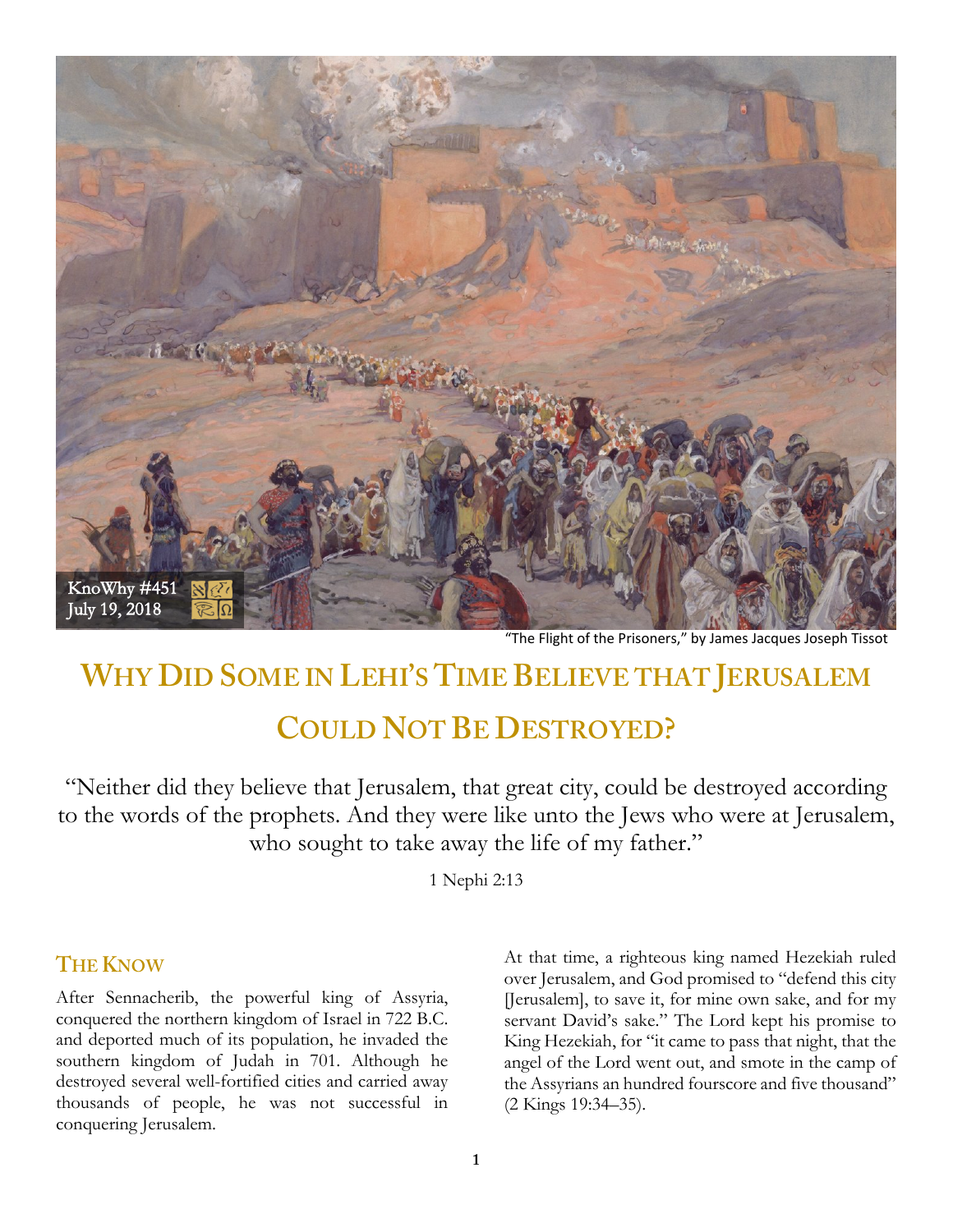KnoWhy #451
July 19, 2018

"The Flight of the Prisoners," by James Jacques Joseph Tissot

# Why Did Some in Lehi's Time Believe that Jerusalem Could Not Be Destroyed?

"Neither did they believe that Jerusalem, that great city, could be destroyed according to the words of the prophets. And they were like unto the Jews who were at Jerusalem, who sought to take away the life of my father."

1 Nephi 2:13

## The Know

After Sennacherib, the powerful king of Assyria, conquered the northern kingdom of Israel in 722 B.C. and deported much of its population, he invaded the southern kingdom of Judah in 701. Although he destroyed several well-fortified cities and carried away thousands of people, he was not successful in conquering Jerusalem.

At that time, a righteous king named Hezekiah ruled over Jerusalem, and God promised to "defend this city [Jerusalem], to save it, for mine own sake, and for my servant David's sake." The Lord kept his promise to King Hezekiah, for "it came to pass that night, that the angel of the Lord went out, and smote in the camp of the Assyrians an hundred fourscore and five thousand" (2 Kings 19:34–35).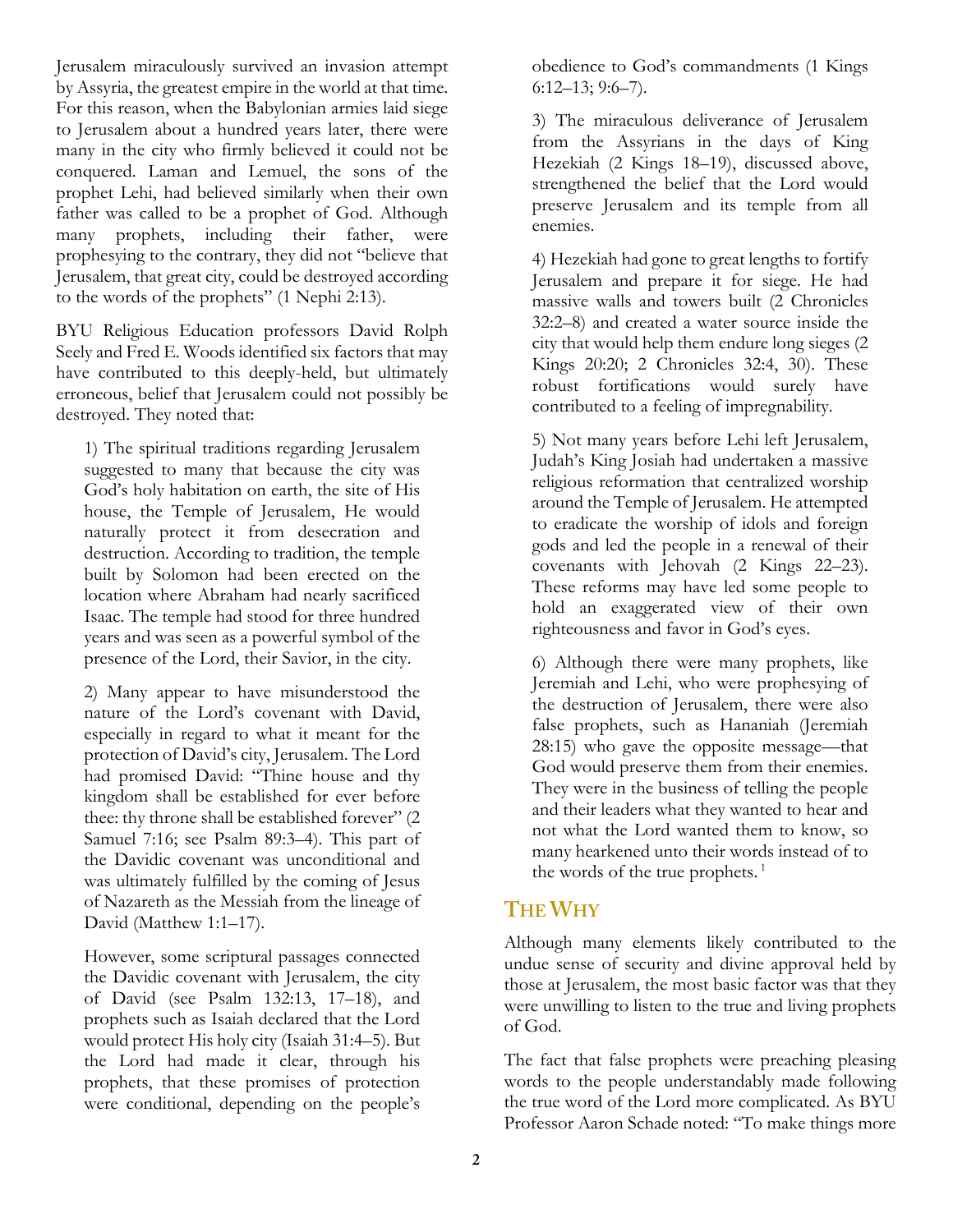Jerusalem miraculously survived an invasion attempt by Assyria, the greatest empire in the world at that time. For this reason, when the Babylonian armies laid siege to Jerusalem about a hundred years later, there were many in the city who firmly believed it could not be conquered. Laman and Lemuel, the sons of the prophet Lehi, had believed similarly when their own father was called to be a prophet of God. Although many prophets, including their father, were prophesying to the contrary, they did not "believe that Jerusalem, that great city, could be destroyed according to the words of the prophets" (1 Nephi 2:13).

BYU Religious Education professors David Rolph Seely and Fred E. Woods identified six factors that may have contributed to this deeply-held, but ultimately erroneous, belief that Jerusalem could not possibly be destroyed. They noted that:

> 1) The spiritual traditions regarding Jerusalem suggested to many that because the city was God's holy habitation on earth, the site of His house, the Temple of Jerusalem, He would naturally protect it from desecration and destruction. According to tradition, the temple built by Solomon had been erected on the location where Abraham had nearly sacrificed Isaac. The temple had stood for three hundred years and was seen as a powerful symbol of the presence of the Lord, their Savior, in the city.
>
> 2) Many appear to have misunderstood the nature of the Lord's covenant with David, especially in regard to what it meant for the protection of David's city, Jerusalem. The Lord had promised David: "Thine house and thy kingdom shall be established for ever before thee: thy throne shall be established forever" (2 Samuel 7:16; see Psalm 89:3–4). This part of the Davidic covenant was unconditional and was ultimately fulfilled by the coming of Jesus of Nazareth as the Messiah from the lineage of David (Matthew 1:1–17).
>
> However, some scriptural passages connected the Davidic covenant with Jerusalem, the city of David (see Psalm 132:13, 17–18), and prophets such as Isaiah declared that the Lord would protect His holy city (Isaiah 31:4–5). But the Lord had made it clear, through his prophets, that these promises of protection were conditional, depending on the people's obedience to God's commandments (1 Kings 6:12–13; 9:6–7).
>
> 3) The miraculous deliverance of Jerusalem from the Assyrians in the days of King Hezekiah (2 Kings 18–19), discussed above, strengthened the belief that the Lord would preserve Jerusalem and its temple from all enemies.
>
> 4) Hezekiah had gone to great lengths to fortify Jerusalem and prepare it for siege. He had massive walls and towers built (2 Chronicles 32:2–8) and created a water source inside the city that would help them endure long sieges (2 Kings 20:20; 2 Chronicles 32:4, 30). These robust fortifications would surely have contributed to a feeling of impregnability.
>
> 5) Not many years before Lehi left Jerusalem, Judah's King Josiah had undertaken a massive religious reformation that centralized worship around the Temple of Jerusalem. He attempted to eradicate the worship of idols and foreign gods and led the people in a renewal of their covenants with Jehovah (2 Kings 22–23). These reforms may have led some people to hold an exaggerated view of their own righteousness and favor in God's eyes.
>
> 6) Although there were many prophets, like Jeremiah and Lehi, who were prophesying of the destruction of Jerusalem, there were also false prophets, such as Hananiah (Jeremiah 28:15) who gave the opposite message—that God would preserve them from their enemies. They were in the business of telling the people and their leaders what they wanted to hear and not what the Lord wanted them to know, so many hearkened unto their words instead of to the words of the true prophets. [1]

## The Why

Although many elements likely contributed to the undue sense of security and divine approval held by those at Jerusalem, the most basic factor was that they were unwilling to listen to the true and living prophets of God.

The fact that false prophets were preaching pleasing words to the people understandably made following the true word of the Lord more complicated. As BYU Professor Aaron Schade noted: "To make things more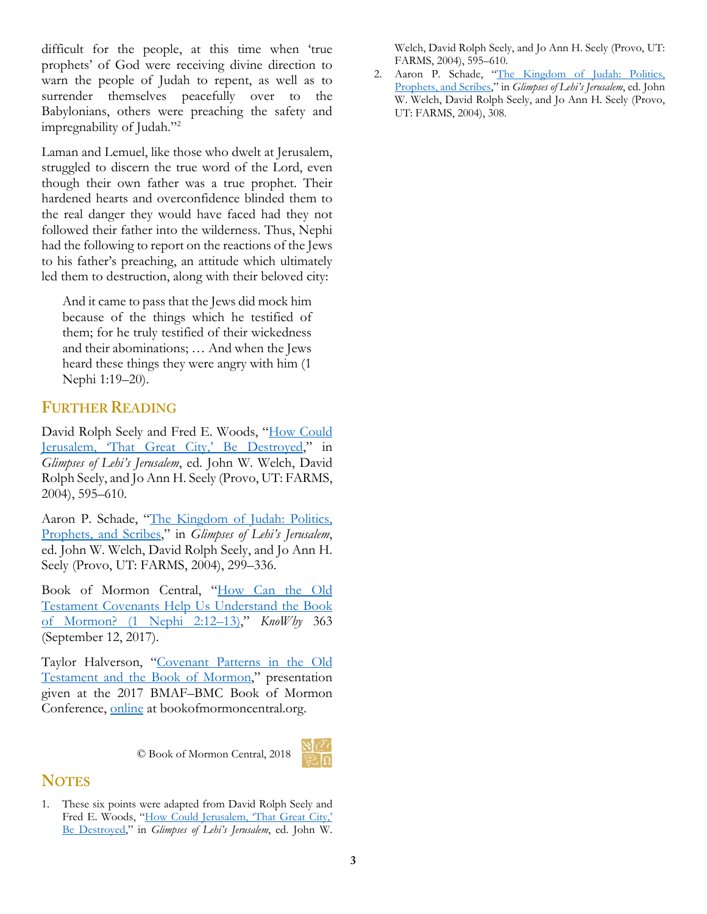difficult for the people, at this time when 'true prophets' of God were receiving divine direction to warn the people of Judah to repent, as well as to surrender themselves peacefully over to the Babylonians, others were preaching the safety and impregnability of Judah."[2]

Laman and Lemuel, like those who dwelt at Jerusalem, struggled to discern the true word of the Lord, even though their own father was a true prophet. Their hardened hearts and overconfidence blinded them to the real danger they would have faced had they not followed their father into the wilderness. Thus, Nephi had the following to report on the reactions of the Jews to his father's preaching, an attitude which ultimately led them to destruction, along with their beloved city:

> And it came to pass that the Jews did mock him because of the things which he testified of them; for he truly testified of their wickedness and their abominations; … And when the Jews heard these things they were angry with him (1 Nephi 1:19–20).

## Further Reading

David Rolph Seely and Fred E. Woods, "How Could Jerusalem, 'That Great City,' Be Destroyed," in *Glimpses of Lehi's Jerusalem*, ed. John W. Welch, David Rolph Seely, and Jo Ann H. Seely (Provo, UT: FARMS, 2004), 595–610.

Aaron P. Schade, "The Kingdom of Judah: Politics, Prophets, and Scribes," in *Glimpses of Lehi's Jerusalem*, ed. John W. Welch, David Rolph Seely, and Jo Ann H. Seely (Provo, UT: FARMS, 2004), 299–336.

Book of Mormon Central, "How Can the Old Testament Covenants Help Us Understand the Book of Mormon? (1 Nephi 2:12–13)," *KnoWhy* 363 (September 12, 2017).

Taylor Halverson, "Covenant Patterns in the Old Testament and the Book of Mormon," presentation given at the 2017 BMAF–BMC Book of Mormon Conference, online at bookofmormoncentral.org.

© Book of Mormon Central, 2018

## Notes

1. These six points were adapted from David Rolph Seely and Fred E. Woods, "How Could Jerusalem, 'That Great City,' Be Destroyed," in *Glimpses of Lehi's Jerusalem*, ed. John W. Welch, David Rolph Seely, and Jo Ann H. Seely (Provo, UT: FARMS, 2004), 595–610.
2. Aaron P. Schade, "The Kingdom of Judah: Politics, Prophets, and Scribes," in *Glimpses of Lehi's Jerusalem*, ed. John W. Welch, David Rolph Seely, and Jo Ann H. Seely (Provo, UT: FARMS, 2004), 308.